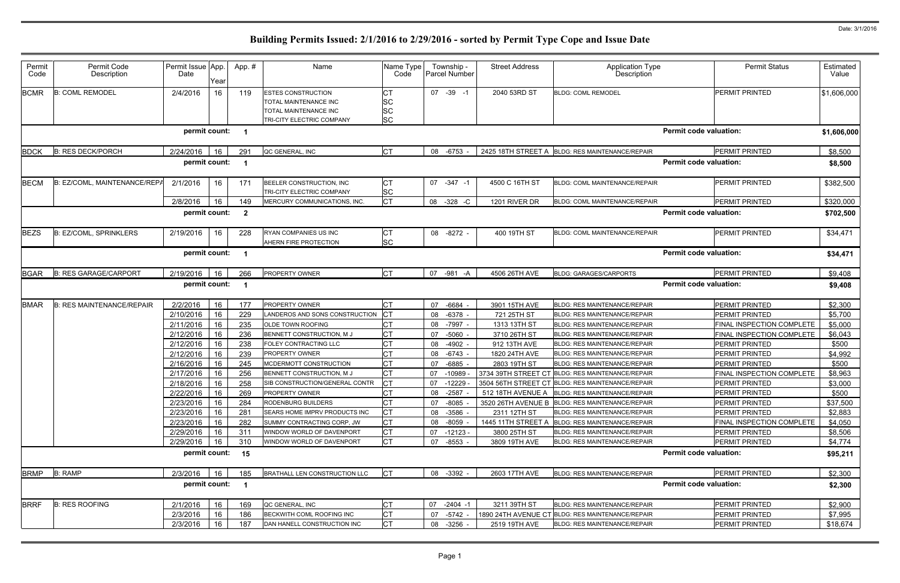# Building Permits Issued: 2/1/2016 to 2/29/2016 - sorted by Permit Type Cope and Issue Date

Date: 3/1/2016

| Permit Code | Permit Code Description | Permit Issue Date | App. Year | Appl. # | Name | Name Type Code | Township - Parcel Number | Street Address | Application Type Description | Permit Status | Estimated Value |
|---|---|---|---|---|---|---|---|---|---|---|---|
| BCMR | B: COML REMODEL | 2/4/2016 | 16 | 119 | ESTES CONSTRUCTION<br>TOTAL MAINTENANCE INC<br>TOTAL MAINTENANCE INC<br>TRI-CITY ELECTRIC COMPANY | CT<br>SC<br>SC<br>SC | 07 -39 -1 | 2040 53RD ST | BLDG: COML REMODEL | PERMIT PRINTED | $1,606,000 |
| | | permit count: | | 1 | | | | | | Permit code valuation: | $1,606,000 |
| BDCK | B: RES DECK/PORCH | 2/24/2016 | 16 | 291 | QC GENERAL, INC | CT | 08 -6753 - | 2425 18TH STREET A | BLDG: RES MAINTENANCE/REPAIR | PERMIT PRINTED | $8,500 |
| | | permit count: | | 1 | | | | | | Permit code valuation: | $8,500 |
| BECM | B: EZ/COML, MAINTENANCE/REPA | 2/1/2016 | 16 | 171 | BEELER CONSTRUCTION, INC<br>TRI-CITY ELECTRIC COMPANY | CT<br>SC | 07 -347 -1 | 4500 C 16TH ST | BLDG: COML MAINTENANCE/REPAIR | PERMIT PRINTED | $382,500 |
| | | 2/8/2016 | 16 | 149 | MERCURY COMMUNICATIONS, INC. | CT | 08 -328 -C | 1201 RIVER DR | BLDG: COML MAINTENANCE/REPAIR | PERMIT PRINTED | $320,000 |
| | | permit count: | | 2 | | | | | | Permit code valuation: | $702,500 |
| BEZS | B: EZ/COML, SPRINKLERS | 2/19/2016 | 16 | 228 | RYAN COMPANIES US INC<br>AHERN FIRE PROTECTION | CT<br>SC | 08 -8272 - | 400 19TH ST | BLDG: COML MAINTENANCE/REPAIR | PERMIT PRINTED | $34,471 |
| | | permit count: | | 1 | | | | | | Permit code valuation: | $34,471 |
| BGAR | B: RES GARAGE/CARPORT | 2/19/2016 | 16 | 266 | PROPERTY OWNER | CT | 07 -981 -A | 4506 26TH AVE | BLDG: GARAGES/CARPORTS | PERMIT PRINTED | $9,408 |
| | | permit count: | | 1 | | | | | | Permit code valuation: | $9,408 |
| BMAR | B: RES MAINTENANCE/REPAIR | 2/2/2016 | 16 | 177 | PROPERTY OWNER | CT | 07 -6684 - | 3901 15TH AVE | BLDG: RES MAINTENANCE/REPAIR | PERMIT PRINTED | $2,300 |
| | | 2/10/2016 | 16 | 229 | LANDEROS AND SONS CONSTRUCTION | CT | 08 -6378 - | 721 25TH ST | BLDG: RES MAINTENANCE/REPAIR | PERMIT PRINTED | $5,700 |
| | | 2/11/2016 | 16 | 235 | OLDE TOWN ROOFING | CT | 08 -7997 - | 1313 13TH ST | BLDG: RES MAINTENANCE/REPAIR | FINAL INSPECTION COMPLETE | $5,000 |
| | | 2/12/2016 | 16 | 236 | BENNETT CONSTRUCTION, M J | CT | 07 -5060 - | 3710 26TH ST | BLDG: RES MAINTENANCE/REPAIR | FINAL INSPECTION COMPLETE | $6,043 |
| | | 2/12/2016 | 16 | 238 | FOLEY CONTRACTING LLC | CT | 08 -4902 - | 912 13TH AVE | BLDG: RES MAINTENANCE/REPAIR | PERMIT PRINTED | $500 |
| | | 2/12/2016 | 16 | 239 | PROPERTY OWNER | CT | 08 -6743 - | 1820 24TH AVE | BLDG: RES MAINTENANCE/REPAIR | PERMIT PRINTED | $4,992 |
| | | 2/16/2016 | 16 | 245 | MCDERMOTT CONSTRUCTION | CT | 07 -6885 - | 2803 19TH ST | BLDG: RES MAINTENANCE/REPAIR | PERMIT PRINTED | $500 |
| | | 2/17/2016 | 16 | 256 | BENNETT CONSTRUCTION, M J | CT | 07 -10989 - | 3734 39TH STREET CT | BLDG: RES MAINTENANCE/REPAIR | FINAL INSPECTION COMPLETE | $8,963 |
| | | 2/18/2016 | 16 | 258 | SIB CONSTRUCTION/GENERAL CONTR | CT | 07 -12229 - | 3504 56TH STREET CT | BLDG: RES MAINTENANCE/REPAIR | PERMIT PRINTED | $3,000 |
| | | 2/22/2016 | 16 | 269 | PROPERTY OWNER | CT | 08 -2587 - | 512 18TH AVENUE A | BLDG: RES MAINTENANCE/REPAIR | PERMIT PRINTED | $500 |
| | | 2/23/2016 | 16 | 284 | RODENBURG BUILDERS | CT | 07 -8085 - | 3520 26TH AVENUE B | BLDG: RES MAINTENANCE/REPAIR | PERMIT PRINTED | $37,500 |
| | | 2/23/2016 | 16 | 281 | SEARS HOME IMPRV PRODUCTS INC | CT | 08 -3586 - | 2311 12TH ST | BLDG: RES MAINTENANCE/REPAIR | PERMIT PRINTED | $2,883 |
| | | 2/23/2016 | 16 | 282 | SUMMY CONTRACTING CORP, JW | CT | 08 -8059 - | 1445 11TH STREET A | BLDG: RES MAINTENANCE/REPAIR | FINAL INSPECTION COMPLETE | $4,050 |
| | | 2/29/2016 | 16 | 311 | WINDOW WORLD OF DAVENPORT | CT | 07 -12123 - | 3800 25TH ST | BLDG: RES MAINTENANCE/REPAIR | PERMIT PRINTED | $8,506 |
| | | 2/29/2016 | 16 | 310 | WINDOW WORLD OF DAVENPORT | CT | 07 -8553 - | 3809 19TH AVE | BLDG: RES MAINTENANCE/REPAIR | PERMIT PRINTED | $4,774 |
| | | permit count: | | 15 | | | | | | Permit code valuation: | $95,211 |
| BRMP | B: RAMP | 2/3/2016 | 16 | 185 | BRATHALL LEN CONSTRUCTION LLC | CT | 08 -3392 - | 2603 17TH AVE | BLDG: RES MAINTENANCE/REPAIR | PERMIT PRINTED | $2,300 |
| | | permit count: | | 1 | | | | | | Permit code valuation: | $2,300 |
| BRRF | B: RES ROOFING | 2/1/2016 | 16 | 169 | QC GENERAL, INC | CT | 07 -2404 -1 | 3211 39TH ST | BLDG: RES MAINTENANCE/REPAIR | PERMIT PRINTED | $2,900 |
| | | 2/3/2016 | 16 | 186 | BECKWITH COML ROOFING INC | CT | 07 -5742 - | 1890 24TH AVENUE CT | BLDG: RES MAINTENANCE/REPAIR | PERMIT PRINTED | $7,995 |
| | | 2/3/2016 | 16 | 187 | DAN HANELL CONSTRUCTION INC | CT | 08 -3256 - | 2519 19TH AVE | BLDG: RES MAINTENANCE/REPAIR | PERMIT PRINTED | $18,674 |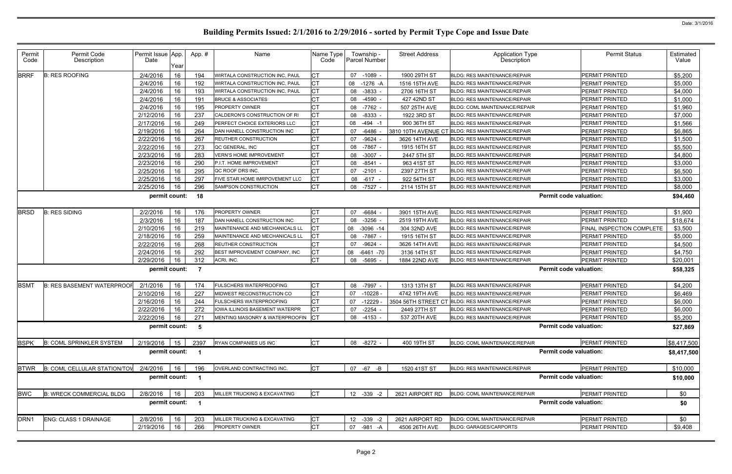# Building Permits Issued: 2/1/2016 to 2/29/2016 - sorted by Permit Type Cope and Issue Date

Date: 3/1/2016

| Permit Code | Permit Code Description | Permit Issue Date | App. Year | App. # | Name | Name Type Code | Township - Parcel Number | Street Address | Application Type Description | Permit Status | Estimated Value |
|---|---|---|---|---|---|---|---|---|---|---|---|
| BRRF | B: RES ROOFING | 2/4/2016 | 16 | 194 | WIRTALA CONSTRUCTION INC, PAUL | CT | 07 -1089 - | 1900 29TH ST | BLDG: RES MAINTENANCE/REPAIR | PERMIT PRINTED | $5,200 |
| | | 2/4/2016 | 16 | 192 | WIRTALA CONSTRUCTION INC, PAUL | CT | 08 -1276 -A | 1516 15TH AVE | BLDG: RES MAINTENANCE/REPAIR | PERMIT PRINTED | $5,000 |
| | | 2/4/2016 | 16 | 193 | WIRTALA CONSTRUCTION INC, PAUL | CT | 08 -3833 - | 2706 16TH ST | BLDG: RES MAINTENANCE/REPAIR | PERMIT PRINTED | $4,000 |
| | | 2/4/2016 | 16 | 191 | BRUCE & ASSOCIATES | CT | 08 -4590 - | 427 42ND ST | BLDG: RES MAINTENANCE/REPAIR | PERMIT PRINTED | $1,000 |
| | | 2/4/2016 | 16 | 195 | PROPERTY OWNER | CT | 08 -7762 - | 507 25TH AVE | BLDG: COML MAINTENANCE/REPAIR | PERMIT PRINTED | $1,960 |
| | | 2/12/2016 | 16 | 237 | CALDERON'S CONSTRUCTION OF RI | CT | 08 -8333 - | 1922 3RD ST | BLDG: RES MAINTENANCE/REPAIR | PERMIT PRINTED | $7,000 |
| | | 2/17/2016 | 16 | 249 | PERFECT CHOICE EXTERIORS LLC | CT | 08 -494 -1 | 900 36TH ST | BLDG: RES MAINTENANCE/REPAIR | PERMIT PRINTED | $1,566 |
| | | 2/19/2016 | 16 | 264 | DAN HANELL CONSTRUCTION INC | CT | 07 -6486 - | 3810 10TH AVENUE CT | BLDG: RES MAINTENANCE/REPAIR | PERMIT PRINTED | $6,865 |
| | | 2/22/2016 | 16 | 267 | REUTHER CONSTRUCTION | CT | 07 -9624 - | 3626 14TH AVE | BLDG: RES MAINTENANCE/REPAIR | PERMIT PRINTED | $1,500 |
| | | 2/22/2016 | 16 | 273 | QC GENERAL, INC | CT | 08 -7867 - | 1915 16TH ST | BLDG: RES MAINTENANCE/REPAIR | PERMIT PRINTED | $5,500 |
| | | 2/23/2016 | 16 | 283 | VERN'S HOME IMPROVEMENT | CT | 08 -3007 - | 2447 5TH ST | BLDG: RES MAINTENANCE/REPAIR | PERMIT PRINTED | $4,800 |
| | | 2/23/2016 | 16 | 290 | P.I.T. HOME IMPROVEMENT | CT | 08 -8541 - | 963 41ST ST | BLDG: RES MAINTENANCE/REPAIR | PERMIT PRINTED | $3,000 |
| | | 2/25/2016 | 16 | 295 | QC ROOF DRS INC. | CT | 07 -2101 - | 2397 27TH ST | BLDG: RES MAINTENANCE/REPAIR | PERMIT PRINTED | $6,500 |
| | | 2/25/2016 | 16 | 297 | FIVE STAR HOME IMRPOVEMENT LLC | CT | 08 -617 - | 922 54TH ST | BLDG: RES MAINTENANCE/REPAIR | PERMIT PRINTED | $3,000 |
| | | 2/25/2016 | 16 | 296 | SAMPSON CONSTRUCTION | CT | 08 -7527 - | 2114 15TH ST | BLDG: RES MAINTENANCE/REPAIR | PERMIT PRINTED | $8,000 |
| | | permit count: | | 18 | | | | | Permit code valuation: | | $94,460 |
| BRSD | B: RES SIDING | 2/2/2016 | 16 | 176 | PROPERTY OWNER | CT | 07 -6684 - | 3901 15TH AVE | BLDG: RES MAINTENANCE/REPAIR | PERMIT PRINTED | $1,900 |
| | | 2/3/2016 | 16 | 187 | DAN HANELL CONSTRUCTION INC | CT | 08 -3256 - | 2519 19TH AVE | BLDG: RES MAINTENANCE/REPAIR | PERMIT PRINTED | $18,674 |
| | | 2/10/2016 | 16 | 219 | MAINTENANCE AND MECHANICALS LL | CT | 08 -3096 -14 | 304 32ND AVE | BLDG: RES MAINTENANCE/REPAIR | FINAL INSPECTION COMPLETE | $3,500 |
| | | 2/18/2016 | 16 | 259 | MAINTENANCE AND MECHANICALS LL | CT | 08 -7867 - | 1915 16TH ST | BLDG: RES MAINTENANCE/REPAIR | PERMIT PRINTED | $5,000 |
| | | 2/22/2016 | 16 | 268 | REUTHER CONSTRUCTION | CT | 07 -9624 - | 3626 14TH AVE | BLDG: RES MAINTENANCE/REPAIR | PERMIT PRINTED | $4,500 |
| | | 2/24/2016 | 16 | 292 | BEST IMPROVEMENT COMPANY, INC | CT | 08 -6461 -70 | 3136 14TH ST | BLDG: RES MAINTENANCE/REPAIR | PERMIT PRINTED | $4,750 |
| | | 2/29/2016 | 16 | 312 | ACRI, INC. | CT | 08 -5695 - | 1884 22ND AVE | BLDG: RES MAINTENANCE/REPAIR | PERMIT PRINTED | $20,001 |
| | | permit count: | | 7 | | | | | Permit code valuation: | | $58,325 |
| BSMT | B: RES BASEMENT WATERPROOF | 2/1/2016 | 16 | 174 | FULSCHERS WATERPROOFING | CT | 08 -7997 - | 1313 13TH ST | BLDG: RES MAINTENANCE/REPAIR | PERMIT PRINTED | $4,200 |
| | | 2/10/2016 | 16 | 227 | MIDWEST RECONSTRUCTION CO | CT | 07 -10228 - | 4742 19TH AVE | BLDG: RES MAINTENANCE/REPAIR | PERMIT PRINTED | $6,469 |
| | | 2/16/2016 | 16 | 244 | FULSCHERS WATERPROOFING | CT | 07 -12229 - | 3504 56TH STREET CT | BLDG: RES MAINTENANCE/REPAIR | PERMIT PRINTED | $6,000 |
| | | 2/22/2016 | 16 | 272 | IOWA ILLINOIS BASEMENT WATERPR | CT | 07 -2254 - | 2449 27TH ST | BLDG: RES MAINTENANCE/REPAIR | PERMIT PRINTED | $6,000 |
| | | 2/22/2016 | 16 | 271 | MENTING MASONRY & WATERPROOFIN | CT | 08 -4153 - | 537 20TH AVE | BLDG: RES MAINTENANCE/REPAIR | PERMIT PRINTED | $5,200 |
| | | permit count: | | 5 | | | | | Permit code valuation: | | $27,869 |
| BSPK | B: COML SPRINKLER SYSTEM | 2/19/2016 | 15 | 2397 | RYAN COMPANIES US INC | CT | 08 -8272 - | 400 19TH ST | BLDG: COML MAINTENANCE/REPAIR | PERMIT PRINTED | $8,417,500 |
| | | permit count: | | 1 | | | | | Permit code valuation: | | $8,417,500 |
| BTWR | B: COML CELLULAR STATION/TOW | 2/4/2016 | 16 | 196 | OVERLAND CONTRACTING INC. | CT | 07 -67 -B | 1520 41ST ST | BLDG: RES MAINTENANCE/REPAIR | PERMIT PRINTED | $10,000 |
| | | permit count: | | 1 | | | | | Permit code valuation: | | $10,000 |
| BWC | B: WRECK COMMERCIAL BLDG | 2/8/2016 | 16 | 203 | MILLER TRUCKING & EXCAVATING | CT | 12 -339 -2 | 2621 AIRPORT RD | BLDG: COML MAINTENANCE/REPAIR | PERMIT PRINTED | $0 |
| | | permit count: | | 1 | | | | | Permit code valuation: | | $0 |
| DRN1 | ENG: CLASS 1 DRAINAGE | 2/8/2016 | 16 | 203 | MILLER TRUCKING & EXCAVATING | CT | 12 -339 -2 | 2621 AIRPORT RD | BLDG: COML MAINTENANCE/REPAIR | PERMIT PRINTED | $0 |
| | | 2/19/2016 | 16 | 266 | PROPERTY OWNER | CT | 07 -981 -A | 4506 26TH AVE | BLDG: GARAGES/CARPORTS | PERMIT PRINTED | $9,408 |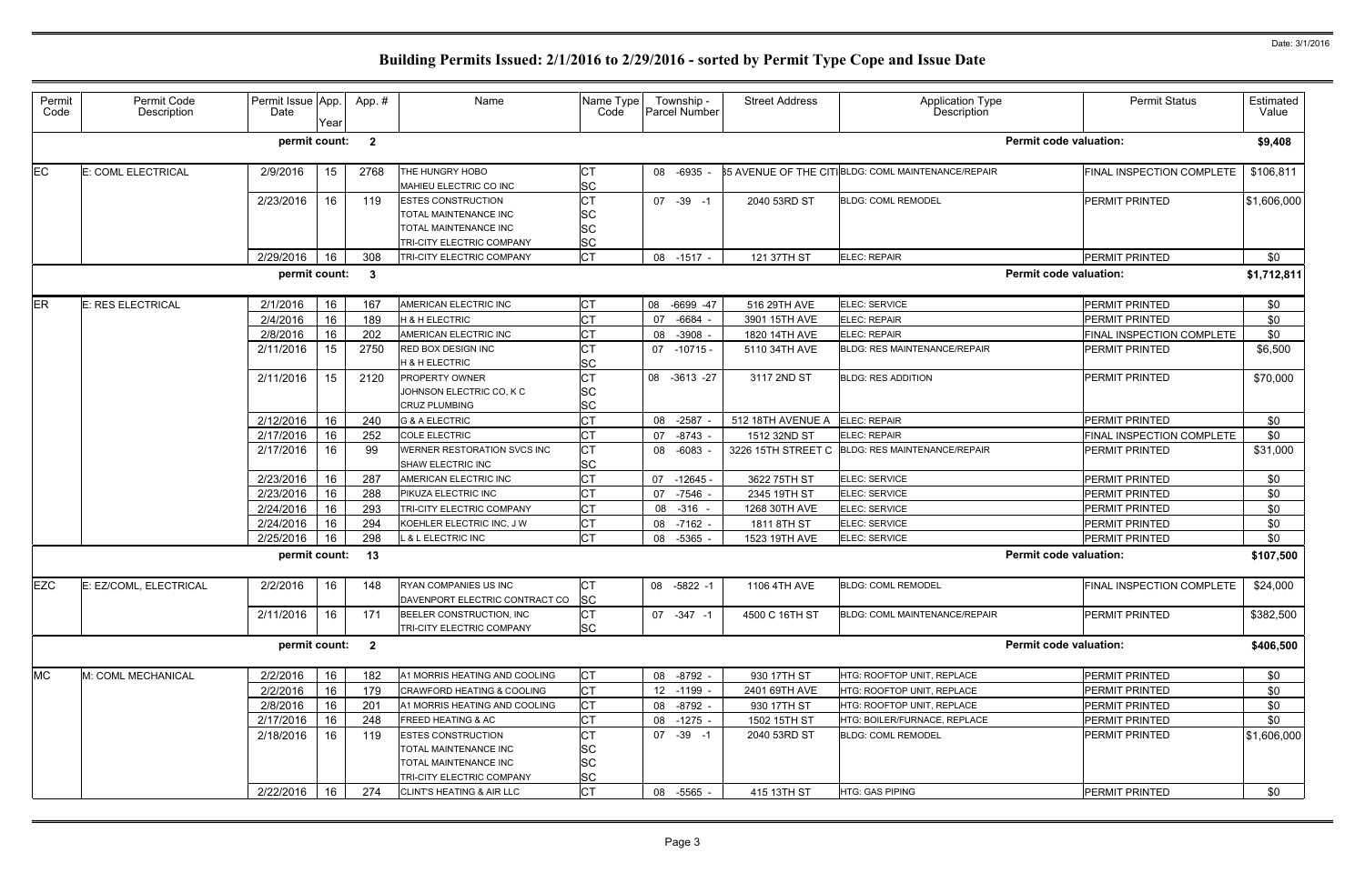# Building Permits Issued: 2/1/2016 to 2/29/2016 - sorted by Permit Type Cope and Issue Date

Date: 3/1/2016

| Permit Code | Permit Code Description | Permit Issue Date | App. Year | App. # | Name | Name Type Code | Township - Parcel Number | Street Address | Application Type Description | Permit Status | Estimated Value |
|---|---|---|---|---|---|---|---|---|---|---|---|
| | | permit count: | | 2 | | | | | Permit code valuation: | | $9,408 |
| EC | E: COML ELECTRICAL | 2/9/2016 | 15 | 2768 | THE HUNGRY HOBO | CT | 08 -6935 - | 35 AVENUE OF THE CITI | BLDG: COML MAINTENANCE/REPAIR | FINAL INSPECTION COMPLETE | $106,811 |
| | | | | | MAHIEU ELECTRIC CO INC | SC | | | | | |
| | | 2/23/2016 | 16 | 119 | ESTES CONSTRUCTION | CT | 07 -39 -1 | 2040 53RD ST | BLDG: COML REMODEL | PERMIT PRINTED | $1,606,000 |
| | | | | | TOTAL MAINTENANCE INC | SC | | | | | |
| | | | | | TOTAL MAINTENANCE INC | SC | | | | | |
| | | | | | TRI-CITY ELECTRIC COMPANY | SC | | | | | |
| | | 2/29/2016 | 16 | 308 | TRI-CITY ELECTRIC COMPANY | CT | 08 -1517 - | 121 37TH ST | ELEC: REPAIR | PERMIT PRINTED | $0 |
| | | permit count: | | 3 | | | | | Permit code valuation: | | $1,712,811 |
| ER | E: RES ELECTRICAL | 2/1/2016 | 16 | 167 | AMERICAN ELECTRIC INC | CT | 08 -6699 -47 | 516 29TH AVE | ELEC: SERVICE | PERMIT PRINTED | $0 |
| | | 2/4/2016 | 16 | 189 | H & H ELECTRIC | CT | 07 -6684 - | 3901 15TH AVE | ELEC: REPAIR | PERMIT PRINTED | $0 |
| | | 2/8/2016 | 16 | 202 | AMERICAN ELECTRIC INC | CT | 08 -3908 - | 1820 14TH AVE | ELEC: REPAIR | FINAL INSPECTION COMPLETE | $0 |
| | | 2/11/2016 | 15 | 2750 | RED BOX DESIGN INC | CT | 07 -10715 - | 5110 34TH AVE | BLDG: RES MAINTENANCE/REPAIR | PERMIT PRINTED | $6,500 |
| | | | | | H & H ELECTRIC | SC | | | | | |
| | | 2/11/2016 | 15 | 2120 | PROPERTY OWNER | CT | 08 -3613 -27 | 3117 2ND ST | BLDG: RES ADDITION | PERMIT PRINTED | $70,000 |
| | | | | | JOHNSON ELECTRIC CO, K C | SC | | | | | |
| | | | | | CRUZ PLUMBING | SC | | | | | |
| | | 2/12/2016 | 16 | 240 | G & A ELECTRIC | CT | 08 -2587 - | 512 18TH AVENUE A | ELEC: REPAIR | PERMIT PRINTED | $0 |
| | | 2/17/2016 | 16 | 252 | COLE ELECTRIC | CT | 07 -8743 - | 1512 32ND ST | ELEC: REPAIR | FINAL INSPECTION COMPLETE | $0 |
| | | 2/17/2016 | 16 | 99 | WERNER RESTORATION SVCS INC | CT | 08 -6083 - | 3226 15TH STREET C | BLDG: RES MAINTENANCE/REPAIR | PERMIT PRINTED | $31,000 |
| | | | | | SHAW ELECTRIC INC | SC | | | | | |
| | | 2/23/2016 | 16 | 287 | AMERICAN ELECTRIC INC | CT | 07 -12645 - | 3622 75TH ST | ELEC: SERVICE | PERMIT PRINTED | $0 |
| | | 2/23/2016 | 16 | 288 | PIKUZA ELECTRIC INC | CT | 07 -7546 - | 2345 19TH ST | ELEC: SERVICE | PERMIT PRINTED | $0 |
| | | 2/24/2016 | 16 | 293 | TRI-CITY ELECTRIC COMPANY | CT | 08 -316 - | 1268 30TH AVE | ELEC: SERVICE | PERMIT PRINTED | $0 |
| | | 2/24/2016 | 16 | 294 | KOEHLER ELECTRIC INC, J W | CT | 08 -7162 - | 1811 8TH ST | ELEC: SERVICE | PERMIT PRINTED | $0 |
| | | 2/25/2016 | 16 | 298 | L & L ELECTRIC INC | CT | 08 -5365 - | 1523 19TH AVE | ELEC: SERVICE | PERMIT PRINTED | $0 |
| | | permit count: | | 13 | | | | | Permit code valuation: | | $107,500 |
| EZC | E: EZ/COML, ELECTRICAL | 2/2/2016 | 16 | 148 | RYAN COMPANIES US INC | CT | 08 -5822 -1 | 1106 4TH AVE | BLDG: COML REMODEL | FINAL INSPECTION COMPLETE | $24,000 |
| | | | | | DAVENPORT ELECTRIC CONTRACT CO | SC | | | | | |
| | | 2/11/2016 | 16 | 171 | BEELER CONSTRUCTION, INC | CT | 07 -347 -1 | 4500 C 16TH ST | BLDG: COML MAINTENANCE/REPAIR | PERMIT PRINTED | $382,500 |
| | | | | | TRI-CITY ELECTRIC COMPANY | SC | | | | | |
| | | permit count: | | 2 | | | | | Permit code valuation: | | $406,500 |
| MC | M: COML MECHANICAL | 2/2/2016 | 16 | 182 | A1 MORRIS HEATING AND COOLING | CT | 08 -8792 - | 930 17TH ST | HTG: ROOFTOP UNIT, REPLACE | PERMIT PRINTED | $0 |
| | | 2/2/2016 | 16 | 179 | CRAWFORD HEATING & COOLING | CT | 12 -1199 - | 2401 69TH AVE | HTG: ROOFTOP UNIT, REPLACE | PERMIT PRINTED | $0 |
| | | 2/8/2016 | 16 | 201 | A1 MORRIS HEATING AND COOLING | CT | 08 -8792 - | 930 17TH ST | HTG: ROOFTOP UNIT, REPLACE | PERMIT PRINTED | $0 |
| | | 2/17/2016 | 16 | 248 | FREED HEATING & AC | CT | 08 -1275 - | 1502 15TH ST | HTG: BOILER/FURNACE, REPLACE | PERMIT PRINTED | $0 |
| | | 2/18/2016 | 16 | 119 | ESTES CONSTRUCTION | CT | 07 -39 -1 | 2040 53RD ST | BLDG: COML REMODEL | PERMIT PRINTED | $1,606,000 |
| | | | | | TOTAL MAINTENANCE INC | SC | | | | | |
| | | | | | TOTAL MAINTENANCE INC | SC | | | | | |
| | | | | | TRI-CITY ELECTRIC COMPANY | SC | | | | | |
| | | 2/22/2016 | 16 | 274 | CLINT'S HEATING & AIR LLC | CT | 08 -5565 - | 415 13TH ST | HTG: GAS PIPING | PERMIT PRINTED | $0 |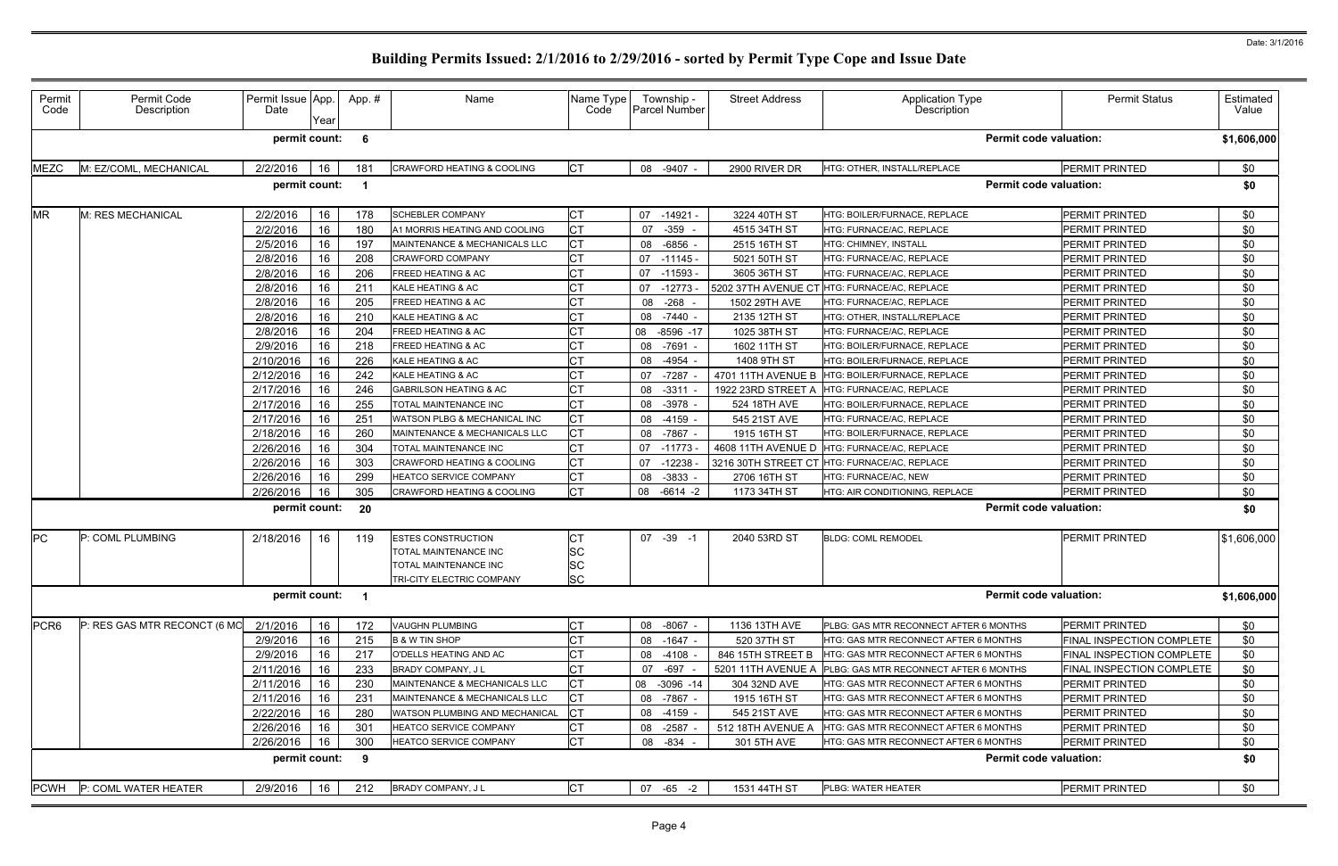# Building Permits Issued: 2/1/2016 to 2/29/2016 - sorted by Permit Type Cope and Issue Date

| Permit Code | Permit Code Description | Permit Issue Date | App. Year | App. # | Name | Name Type Code | Township - Parcel Number | Street Address | Application Type Description | Permit Status | Estimated Value |
|---|---|---|---|---|---|---|---|---|---|---|---|
| | | permit count: | | 6 | | | | | | Permit code valuation: | $1,606,000 |
| MEZC | M: EZ/COML, MECHANICAL | 2/2/2016 | 16 | 181 | CRAWFORD HEATING & COOLING | CT | 08 -9407 - | 2900 RIVER DR | HTG: OTHER, INSTALL/REPLACE | PERMIT PRINTED | $0 |
| | | permit count: | | 1 | | | | | | Permit code valuation: | $0 |
| MR | M: RES MECHANICAL | 2/2/2016 | 16 | 178 | SCHEBLER COMPANY | CT | 07 -14921 - | 3224 40TH ST | HTG: BOILER/FURNACE, REPLACE | PERMIT PRINTED | $0 |
| | | 2/2/2016 | 16 | 180 | A1 MORRIS HEATING AND COOLING | CT | 07 -359 - | 4515 34TH ST | HTG: FURNACE/AC, REPLACE | PERMIT PRINTED | $0 |
| | | 2/5/2016 | 16 | 197 | MAINTENANCE & MECHANICALS LLC | CT | 08 -6856 - | 2515 16TH ST | HTG: CHIMNEY, INSTALL | PERMIT PRINTED | $0 |
| | | 2/8/2016 | 16 | 208 | CRAWFORD COMPANY | CT | 07 -11145 - | 5021 50TH ST | HTG: FURNACE/AC, REPLACE | PERMIT PRINTED | $0 |
| | | 2/8/2016 | 16 | 206 | FREED HEATING & AC | CT | 07 -11593 - | 3605 36TH ST | HTG: FURNACE/AC, REPLACE | PERMIT PRINTED | $0 |
| | | 2/8/2016 | 16 | 211 | KALE HEATING & AC | CT | 07 -12773 - | 5202 37TH AVENUE CT | HTG: FURNACE/AC, REPLACE | PERMIT PRINTED | $0 |
| | | 2/8/2016 | 16 | 205 | FREED HEATING & AC | CT | 08 -268 - | 1502 29TH AVE | HTG: FURNACE/AC, REPLACE | PERMIT PRINTED | $0 |
| | | 2/8/2016 | 16 | 210 | KALE HEATING & AC | CT | 08 -7440 - | 2135 12TH ST | HTG: OTHER, INSTALL/REPLACE | PERMIT PRINTED | $0 |
| | | 2/8/2016 | 16 | 204 | FREED HEATING & AC | CT | 08 -8596 -17 | 1025 38TH ST | HTG: FURNACE/AC, REPLACE | PERMIT PRINTED | $0 |
| | | 2/9/2016 | 16 | 218 | FREED HEATING & AC | CT | 08 -7691 - | 1602 11TH ST | HTG: BOILER/FURNACE, REPLACE | PERMIT PRINTED | $0 |
| | | 2/10/2016 | 16 | 226 | KALE HEATING & AC | CT | 08 -4954 - | 1408 9TH ST | HTG: BOILER/FURNACE, REPLACE | PERMIT PRINTED | $0 |
| | | 2/12/2016 | 16 | 242 | KALE HEATING & AC | CT | 07 -7287 - | 4701 11TH AVENUE B | HTG: BOILER/FURNACE, REPLACE | PERMIT PRINTED | $0 |
| | | 2/17/2016 | 16 | 246 | GABRILSON HEATING & AC | CT | 08 -3311 - | 1922 23RD STREET A | HTG: FURNACE/AC, REPLACE | PERMIT PRINTED | $0 |
| | | 2/17/2016 | 16 | 255 | TOTAL MAINTENANCE INC | CT | 08 -3978 - | 524 18TH AVE | HTG: BOILER/FURNACE, REPLACE | PERMIT PRINTED | $0 |
| | | 2/17/2016 | 16 | 251 | WATSON PLBG & MECHANICAL INC | CT | 08 -4159 - | 545 21ST AVE | HTG: FURNACE/AC, REPLACE | PERMIT PRINTED | $0 |
| | | 2/18/2016 | 16 | 260 | MAINTENANCE & MECHANICALS LLC | CT | 08 -7867 - | 1915 16TH ST | HTG: BOILER/FURNACE, REPLACE | PERMIT PRINTED | $0 |
| | | 2/26/2016 | 16 | 304 | TOTAL MAINTENANCE INC | CT | 07 -11773 - | 4608 11TH AVENUE D | HTG: FURNACE/AC, REPLACE | PERMIT PRINTED | $0 |
| | | 2/26/2016 | 16 | 303 | CRAWFORD HEATING & COOLING | CT | 07 -12238 - | 3216 30TH STREET CT | HTG: FURNACE/AC, REPLACE | PERMIT PRINTED | $0 |
| | | 2/26/2016 | 16 | 299 | HEATCO SERVICE COMPANY | CT | 08 -3833 - | 2706 16TH ST | HTG: FURNACE/AC, NEW | PERMIT PRINTED | $0 |
| | | 2/26/2016 | 16 | 305 | CRAWFORD HEATING & COOLING | CT | 08 -6614 -2 | 1173 34TH ST | HTG: AIR CONDITIONING, REPLACE | PERMIT PRINTED | $0 |
| | | permit count: | | 20 | | | | | | Permit code valuation: | $0 |
| PC | P: COML PLUMBING | 2/18/2016 | 16 | 119 | ESTES CONSTRUCTION | CT | 07 -39 -1 | 2040 53RD ST | BLDG: COML REMODEL | PERMIT PRINTED | $1,606,000 |
| | | | | | TOTAL MAINTENANCE INC | SC | | | | | |
| | | | | | TOTAL MAINTENANCE INC | SC | | | | | |
| | | | | | TRI-CITY ELECTRIC COMPANY | SC | | | | | |
| | | permit count: | | 1 | | | | | | Permit code valuation: | $1,606,000 |
| PCR6 | P: RES GAS MTR RECONCT (6 MO | 2/1/2016 | 16 | 172 | VAUGHN PLUMBING | CT | 08 -8067 - | 1136 13TH AVE | PLBG: GAS MTR RECONNECT AFTER 6 MONTHS | PERMIT PRINTED | $0 |
| | | 2/9/2016 | 16 | 215 | B & W TIN SHOP | CT | 08 -1647 - | 520 37TH ST | HTG: GAS MTR RECONNECT AFTER 6 MONTHS | FINAL INSPECTION COMPLETE | $0 |
| | | 2/9/2016 | 16 | 217 | O'DELLS HEATING AND AC | CT | 08 -4108 - | 846 15TH STREET B | HTG: GAS MTR RECONNECT AFTER 6 MONTHS | FINAL INSPECTION COMPLETE | $0 |
| | | 2/11/2016 | 16 | 233 | BRADY COMPANY, J L | CT | 07 -697 - | 5201 11TH AVENUE A | PLBG: GAS MTR RECONNECT AFTER 6 MONTHS | FINAL INSPECTION COMPLETE | $0 |
| | | 2/11/2016 | 16 | 230 | MAINTENANCE & MECHANICALS LLC | CT | 08 -3096 -14 | 304 32ND AVE | HTG: GAS MTR RECONNECT AFTER 6 MONTHS | PERMIT PRINTED | $0 |
| | | 2/11/2016 | 16 | 231 | MAINTENANCE & MECHANICALS LLC | CT | 08 -7867 - | 1915 16TH ST | HTG: GAS MTR RECONNECT AFTER 6 MONTHS | PERMIT PRINTED | $0 |
| | | 2/22/2016 | 16 | 280 | WATSON PLUMBING AND MECHANICAL | CT | 08 -4159 - | 545 21ST AVE | HTG: GAS MTR RECONNECT AFTER 6 MONTHS | PERMIT PRINTED | $0 |
| | | 2/26/2016 | 16 | 301 | HEATCO SERVICE COMPANY | CT | 08 -2587 - | 512 18TH AVENUE A | HTG: GAS MTR RECONNECT AFTER 6 MONTHS | PERMIT PRINTED | $0 |
| | | 2/26/2016 | 16 | 300 | HEATCO SERVICE COMPANY | CT | 08 -834 - | 301 5TH AVE | HTG: GAS MTR RECONNECT AFTER 6 MONTHS | PERMIT PRINTED | $0 |
| | | permit count: | | 9 | | | | | | Permit code valuation: | $0 |
| PCWH | P: COML WATER HEATER | 2/9/2016 | 16 | 212 | BRADY COMPANY, J L | CT | 07 -65 -2 | 1531 44TH ST | PLBG: WATER HEATER | PERMIT PRINTED | $0 |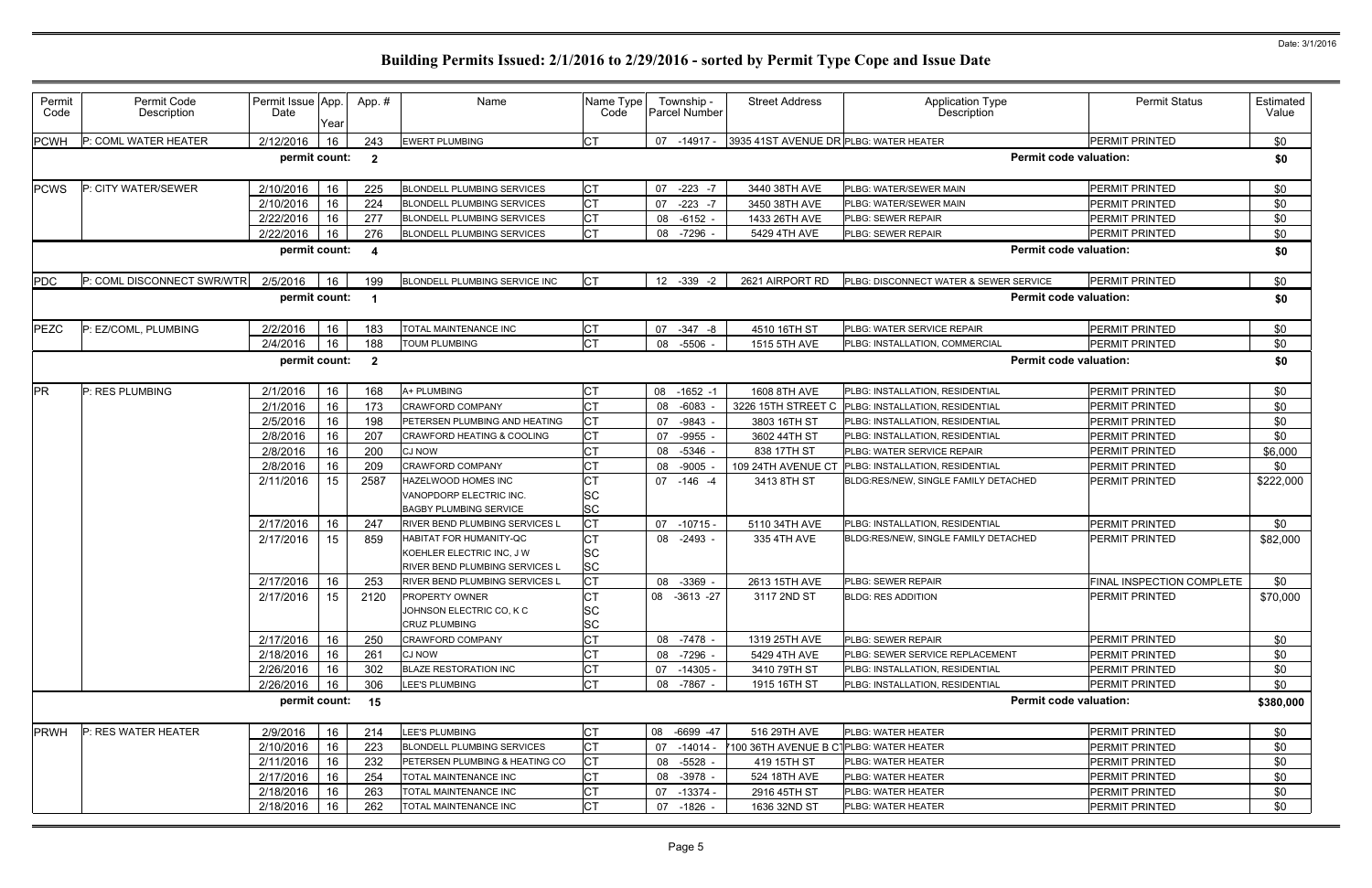# Building Permits Issued: 2/1/2016 to 2/29/2016 - sorted by Permit Type Cope and Issue Date

Date: 3/1/2016

| Permit Code | Permit Code Description | Permit Issue Date | App. Year | App. # | Name | Name Type Code | Township - Parcel Number | Street Address | Application Type Description | Permit Status | Estimated Value |
|---|---|---|---|---|---|---|---|---|---|---|---|
| PCWH | P: COML WATER HEATER | 2/12/2016 | 16 | 243 | EWERT PLUMBING | CT | 07 -14917 - | 3935 41ST AVENUE DR | PLBG: WATER HEATER | PERMIT PRINTED | $0 |
| | | permit count: | | 2 | | | | | Permit code valuation: | | $0 |
| PCWS | P: CITY WATER/SEWER | 2/10/2016 | 16 | 225 | BLONDELL PLUMBING SERVICES | CT | 07 -223 -7 | 3440 38TH AVE | PLBG: WATER/SEWER MAIN | PERMIT PRINTED | $0 |
| | | 2/10/2016 | 16 | 224 | BLONDELL PLUMBING SERVICES | CT | 07 -223 -7 | 3450 38TH AVE | PLBG: WATER/SEWER MAIN | PERMIT PRINTED | $0 |
| | | 2/22/2016 | 16 | 277 | BLONDELL PLUMBING SERVICES | CT | 08 -6152 - | 1433 26TH AVE | PLBG: SEWER REPAIR | PERMIT PRINTED | $0 |
| | | 2/22/2016 | 16 | 276 | BLONDELL PLUMBING SERVICES | CT | 08 -7296 - | 5429 4TH AVE | PLBG: SEWER REPAIR | PERMIT PRINTED | $0 |
| | | permit count: | | 4 | | | | | Permit code valuation: | | $0 |
| PDC | P: COML DISCONNECT SWR/WTR | 2/5/2016 | 16 | 199 | BLONDELL PLUMBING SERVICE INC | CT | 12 -339 -2 | 2621 AIRPORT RD | PLBG: DISCONNECT WATER & SEWER SERVICE | PERMIT PRINTED | $0 |
| | | permit count: | | 1 | | | | | Permit code valuation: | | $0 |
| PEZC | P: EZ/COML, PLUMBING | 2/2/2016 | 16 | 183 | TOTAL MAINTENANCE INC | CT | 07 -347 -8 | 4510 16TH ST | PLBG: WATER SERVICE REPAIR | PERMIT PRINTED | $0 |
| | | 2/4/2016 | 16 | 188 | TOUM PLUMBING | CT | 08 -5506 - | 1515 5TH AVE | PLBG: INSTALLATION, COMMERCIAL | PERMIT PRINTED | $0 |
| | | permit count: | | 2 | | | | | Permit code valuation: | | $0 |
| PR | P: RES PLUMBING | 2/1/2016 | 16 | 168 | A+ PLUMBING | CT | 08 -1652 -1 | 1608 8TH AVE | PLBG: INSTALLATION, RESIDENTIAL | PERMIT PRINTED | $0 |
| | | 2/1/2016 | 16 | 173 | CRAWFORD COMPANY | CT | 08 -6083 - | 3226 15TH STREET C | PLBG: INSTALLATION, RESIDENTIAL | PERMIT PRINTED | $0 |
| | | 2/5/2016 | 16 | 198 | PETERSEN PLUMBING AND HEATING | CT | 07 -9843 - | 3803 16TH ST | PLBG: INSTALLATION, RESIDENTIAL | PERMIT PRINTED | $0 |
| | | 2/8/2016 | 16 | 207 | CRAWFORD HEATING & COOLING | CT | 07 -9955 - | 3602 44TH ST | PLBG: INSTALLATION, RESIDENTIAL | PERMIT PRINTED | $0 |
| | | 2/8/2016 | 16 | 200 | CJ NOW | CT | 08 -5346 - | 838 17TH ST | PLBG: WATER SERVICE REPAIR | PERMIT PRINTED | $6,000 |
| | | 2/8/2016 | 16 | 209 | CRAWFORD COMPANY | CT | 08 -9005 - | 109 24TH AVENUE CT | PLBG: INSTALLATION, RESIDENTIAL | PERMIT PRINTED | $0 |
| | | 2/11/2016 | 15 | 2587 | HAZELWOOD HOMES INC<br>VANOPDORP ELECTRIC INC.<br>BAGBY PLUMBING SERVICE | CT<br>SC<br>SC | 07 -146 -4 | 3413 8TH ST | BLDG:RES/NEW, SINGLE FAMILY DETACHED | PERMIT PRINTED | $222,000 |
| | | 2/17/2016 | 16 | 247 | RIVER BEND PLUMBING SERVICES L | CT | 07 -10715 - | 5110 34TH AVE | PLBG: INSTALLATION, RESIDENTIAL | PERMIT PRINTED | $0 |
| | | 2/17/2016 | 15 | 859 | HABITAT FOR HUMANITY-QC<br>KOEHLER ELECTRIC INC, J W<br>RIVER BEND PLUMBING SERVICES L | CT<br>SC<br>SC | 08 -2493 - | 335 4TH AVE | BLDG:RES/NEW, SINGLE FAMILY DETACHED | PERMIT PRINTED | $82,000 |
| | | 2/17/2016 | 16 | 253 | RIVER BEND PLUMBING SERVICES L | CT | 08 -3369 - | 2613 15TH AVE | PLBG: SEWER REPAIR | FINAL INSPECTION COMPLETE | $0 |
| | | 2/17/2016 | 15 | 2120 | PROPERTY OWNER<br>JOHNSON ELECTRIC CO, K C<br>CRUZ PLUMBING | CT<br>SC<br>SC | 08 -3613 -27 | 3117 2ND ST | BLDG: RES ADDITION | PERMIT PRINTED | $70,000 |
| | | 2/17/2016 | 16 | 250 | CRAWFORD COMPANY | CT | 08 -7478 - | 1319 25TH AVE | PLBG: SEWER REPAIR | PERMIT PRINTED | $0 |
| | | 2/18/2016 | 16 | 261 | CJ NOW | CT | 08 -7296 - | 5429 4TH AVE | PLBG: SEWER SERVICE REPLACEMENT | PERMIT PRINTED | $0 |
| | | 2/26/2016 | 16 | 302 | BLAZE RESTORATION INC | CT | 07 -14305 - | 3410 79TH ST | PLBG: INSTALLATION, RESIDENTIAL | PERMIT PRINTED | $0 |
| | | 2/26/2016 | 16 | 306 | LEE'S PLUMBING | CT | 08 -7867 - | 1915 16TH ST | PLBG: INSTALLATION, RESIDENTIAL | PERMIT PRINTED | $0 |
| | | permit count: | | 15 | | | | | Permit code valuation: | | $380,000 |
| PRWH | P: RES WATER HEATER | 2/9/2016 | 16 | 214 | LEE'S PLUMBING | CT | 08 -6699 -47 | 516 29TH AVE | PLBG: WATER HEATER | PERMIT PRINTED | $0 |
| | | 2/10/2016 | 16 | 223 | BLONDELL PLUMBING SERVICES | CT | 07 -14014 - | 100 36TH AVENUE B CT | PLBG: WATER HEATER | PERMIT PRINTED | $0 |
| | | 2/11/2016 | 16 | 232 | PETERSEN PLUMBING & HEATING CO | CT | 08 -5528 - | 419 15TH ST | PLBG: WATER HEATER | PERMIT PRINTED | $0 |
| | | 2/17/2016 | 16 | 254 | TOTAL MAINTENANCE INC | CT | 08 -3978 - | 524 18TH AVE | PLBG: WATER HEATER | PERMIT PRINTED | $0 |
| | | 2/18/2016 | 16 | 263 | TOTAL MAINTENANCE INC | CT | 07 -13374 - | 2916 45TH ST | PLBG: WATER HEATER | PERMIT PRINTED | $0 |
| | | 2/18/2016 | 16 | 262 | TOTAL MAINTENANCE INC | CT | 07 -1826 - | 1636 32ND ST | PLBG: WATER HEATER | PERMIT PRINTED | $0 |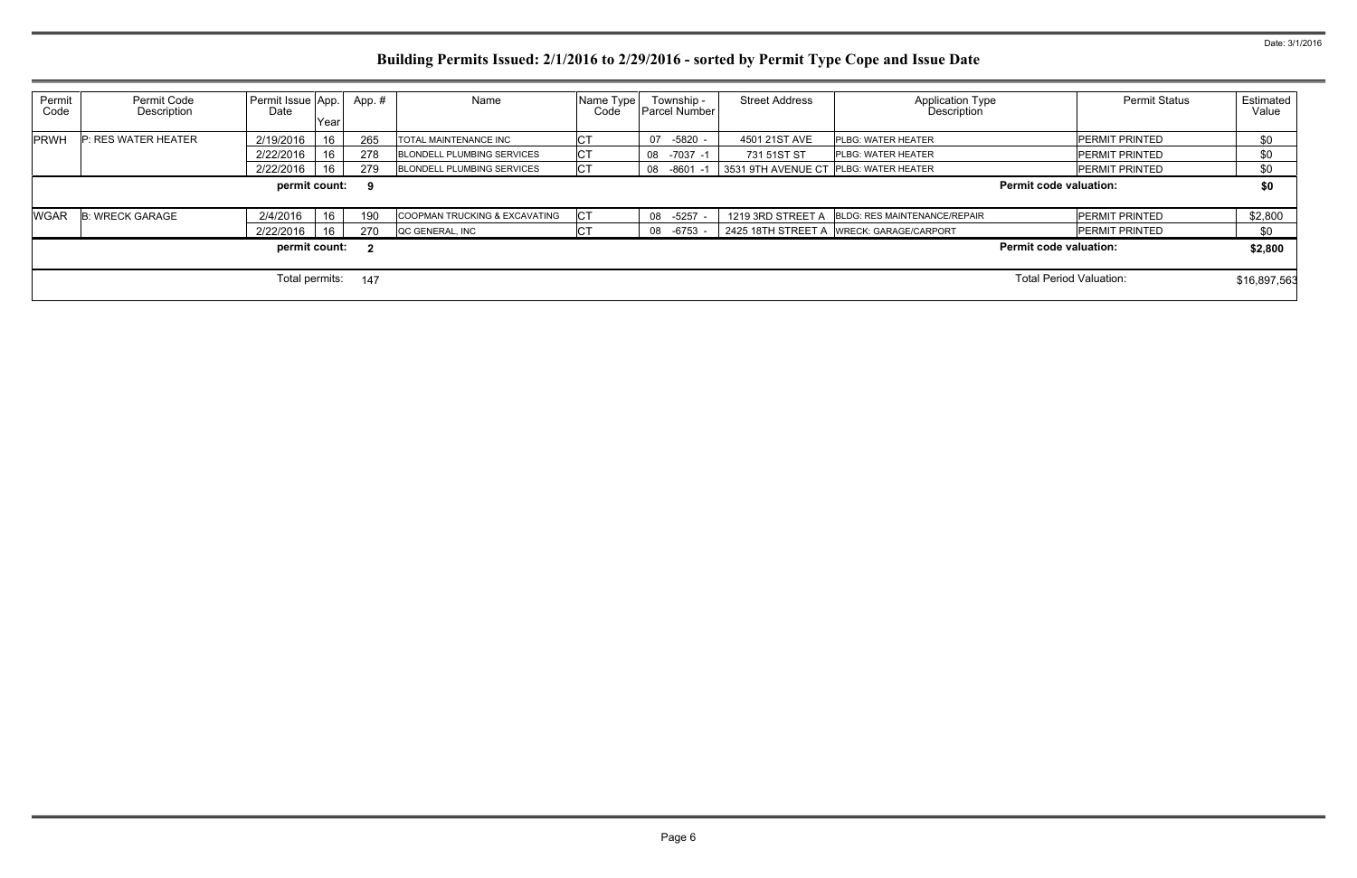# Building Permits Issued: 2/1/2016 to 2/29/2016 - sorted by Permit Type Cope and Issue Date

Date: 3/1/2016

| Permit Code | Permit Code Description | Permit Issue Date | App. Year | App. # | Name | Name Type Code | Township - Parcel Number | Street Address | Application Type Description | Permit Status | Estimated Value |
|---|---|---|---|---|---|---|---|---|---|---|---|
| PRWH | P: RES WATER HEATER | 2/19/2016 | 16 | 265 | TOTAL MAINTENANCE INC | CT | 07 -5820 - | 4501 21ST AVE | PLBG: WATER HEATER | PERMIT PRINTED | $0 |
| | | 2/22/2016 | 16 | 278 | BLONDELL PLUMBING SERVICES | CT | 08 -7037 -1 | 731 51ST ST | PLBG: WATER HEATER | PERMIT PRINTED | $0 |
| | | 2/22/2016 | 16 | 279 | BLONDELL PLUMBING SERVICES | CT | 08 -8601 -1 | 3531 9TH AVENUE CT | PLBG: WATER HEATER | PERMIT PRINTED | $0 |
| | | **permit count:** | | **9** | | | | | **Permit code valuation:** | | **$0** |
| WGAR | B: WRECK GARAGE | 2/4/2016 | 16 | 190 | COOPMAN TRUCKING & EXCAVATING | CT | 08 -5257 - | 1219 3RD STREET A | BLDG: RES MAINTENANCE/REPAIR | PERMIT PRINTED | $2,800 |
| | | 2/22/2016 | 16 | 270 | QC GENERAL, INC | CT | 08 -6753 - | 2425 18TH STREET A | WRECK: GARAGE/CARPORT | PERMIT PRINTED | $0 |
| | | **permit count:** | | **2** | | | | | **Permit code valuation:** | | **$2,800** |
| | | Total permits: | | 147 | | | | | Total Period Valuation: | | $16,897,563 |